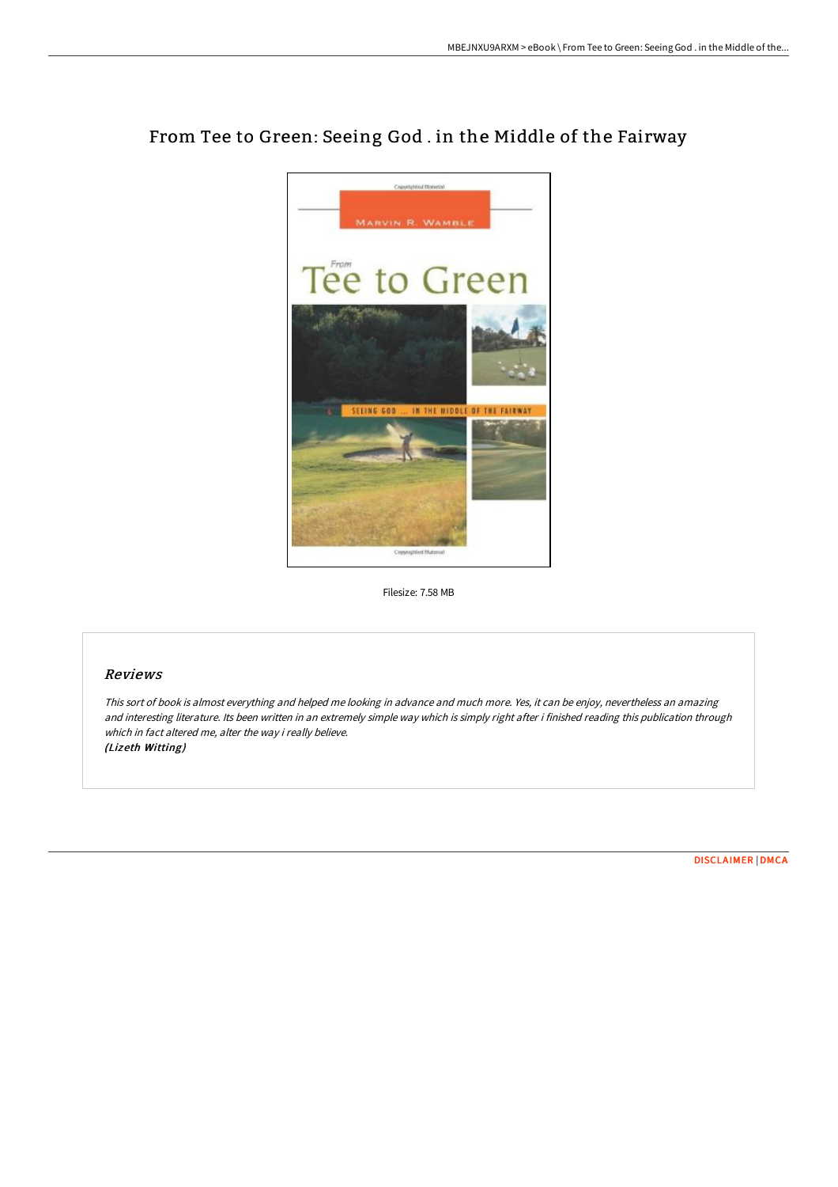# From Tee to Green: Seeing God . in the Middle of the Fairway

Filesize: 7.58 MB

## *Reviews*

*This sort of book is almost everything and helped me looking in advance and much more. Yes, it can be enjoy, nevertheless an amazing and interesting literature. Its been written in an extremely simple way which is simply right after i finished reading this publication through which in fact altered me, alter the way i really believe.*
***(Lizeth Witting)***

DISCLAIMER | DMCA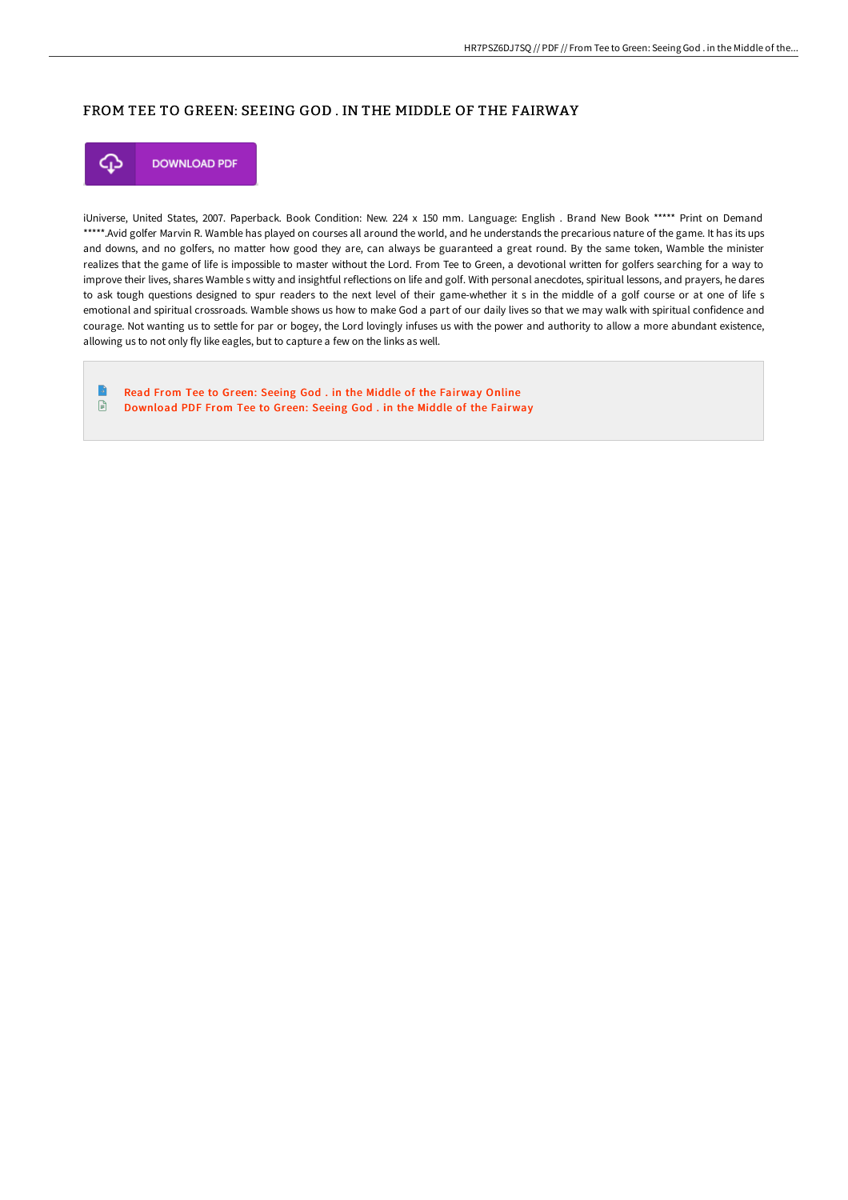## FROM TEE TO GREEN: SEEING GOD . IN THE MIDDLE OF THE FAIRWAY

DOWNLOAD PDF

iUniverse, United States, 2007. Paperback. Book Condition: New. 224 x 150 mm. Language: English . Brand New Book ***** Print on Demand *****.Avid golfer Marvin R. Wamble has played on courses all around the world, and he understands the precarious nature of the game. It has its ups and downs, and no golfers, no matter how good they are, can always be guaranteed a great round. By the same token, Wamble the minister realizes that the game of life is impossible to master without the Lord. From Tee to Green, a devotional written for golfers searching for a way to improve their lives, shares Wamble s witty and insightful reflections on life and golf. With personal anecdotes, spiritual lessons, and prayers, he dares to ask tough questions designed to spur readers to the next level of their game-whether it s in the middle of a golf course or at one of life s emotional and spiritual crossroads. Wamble shows us how to make God a part of our daily lives so that we may walk with spiritual confidence and courage. Not wanting us to settle for par or bogey, the Lord lovingly infuses us with the power and authority to allow a more abundant existence, allowing us to not only fly like eagles, but to capture a few on the links as well.

- Read From Tee to Green: Seeing God . in the Middle of the Fairway Online
- Download PDF From Tee to Green: Seeing God . in the Middle of the Fairway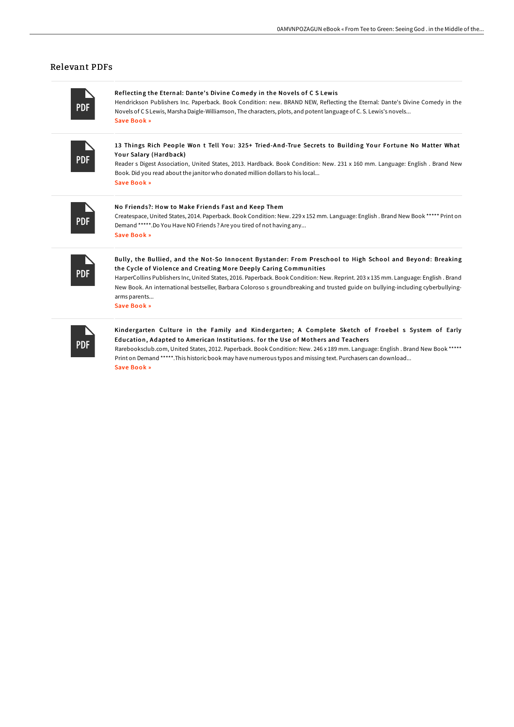## Relevant PDFs

**Reflecting the Eternal: Dante's Divine Comedy in the Novels of C S Lewis**

Hendrickson Publishers Inc. Paperback. Book Condition: new. BRAND NEW, Reflecting the Eternal: Dante's Divine Comedy in the Novels of C S Lewis, Marsha Daigle-Williamson, The characters, plots, and potent language of C. S. Lewis's novels...

Save Book »

**13 Things Rich People Won t Tell You: 325+ Tried-And-True Secrets to Building Your Fortune No Matter What Your Salary (Hardback)**

Reader s Digest Association, United States, 2013. Hardback. Book Condition: New. 231 x 160 mm. Language: English . Brand New Book. Did you read about the janitor who donated million dollars to his local...

Save Book »

**No Friends?: How to Make Friends Fast and Keep Them**

Createspace, United States, 2014. Paperback. Book Condition: New. 229 x 152 mm. Language: English . Brand New Book ***** Print on Demand *****.Do You Have NO Friends ? Are you tired of not having any...

Save Book »

**Bully, the Bullied, and the Not-So Innocent Bystander: From Preschool to High School and Beyond: Breaking the Cycle of Violence and Creating More Deeply Caring Communities**

HarperCollins Publishers Inc, United States, 2016. Paperback. Book Condition: New. Reprint. 203 x 135 mm. Language: English . Brand New Book. An international bestseller, Barbara Coloroso s groundbreaking and trusted guide on bullying-including cyberbullying-arms parents...

Save Book »

**Kindergarten Culture in the Family and Kindergarten; A Complete Sketch of Froebel s System of Early Education, Adapted to American Institutions. for the Use of Mothers and Teachers**

Rarebooksclub.com, United States, 2012. Paperback. Book Condition: New. 246 x 189 mm. Language: English . Brand New Book ***** Print on Demand *****.This historic book may have numerous typos and missing text. Purchasers can download...

Save Book »